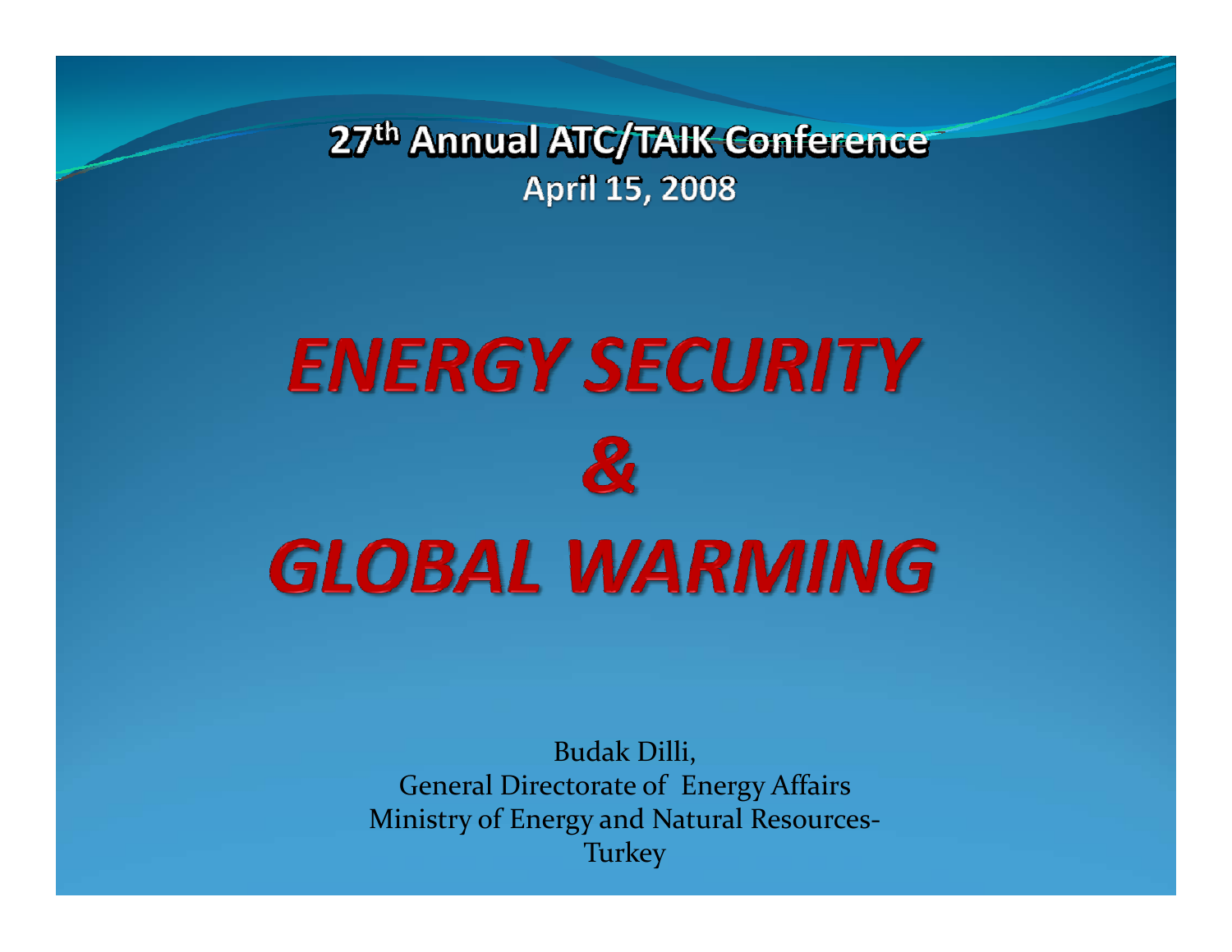27th Annual ATC/TAIK Conference

April 15, 2008

# *ENERGY SECURITY & GLOBAL WARMING*

Budak Dilli,
General Directorate of Energy Affairs
Ministry of Energy and Natural Resources-Turkey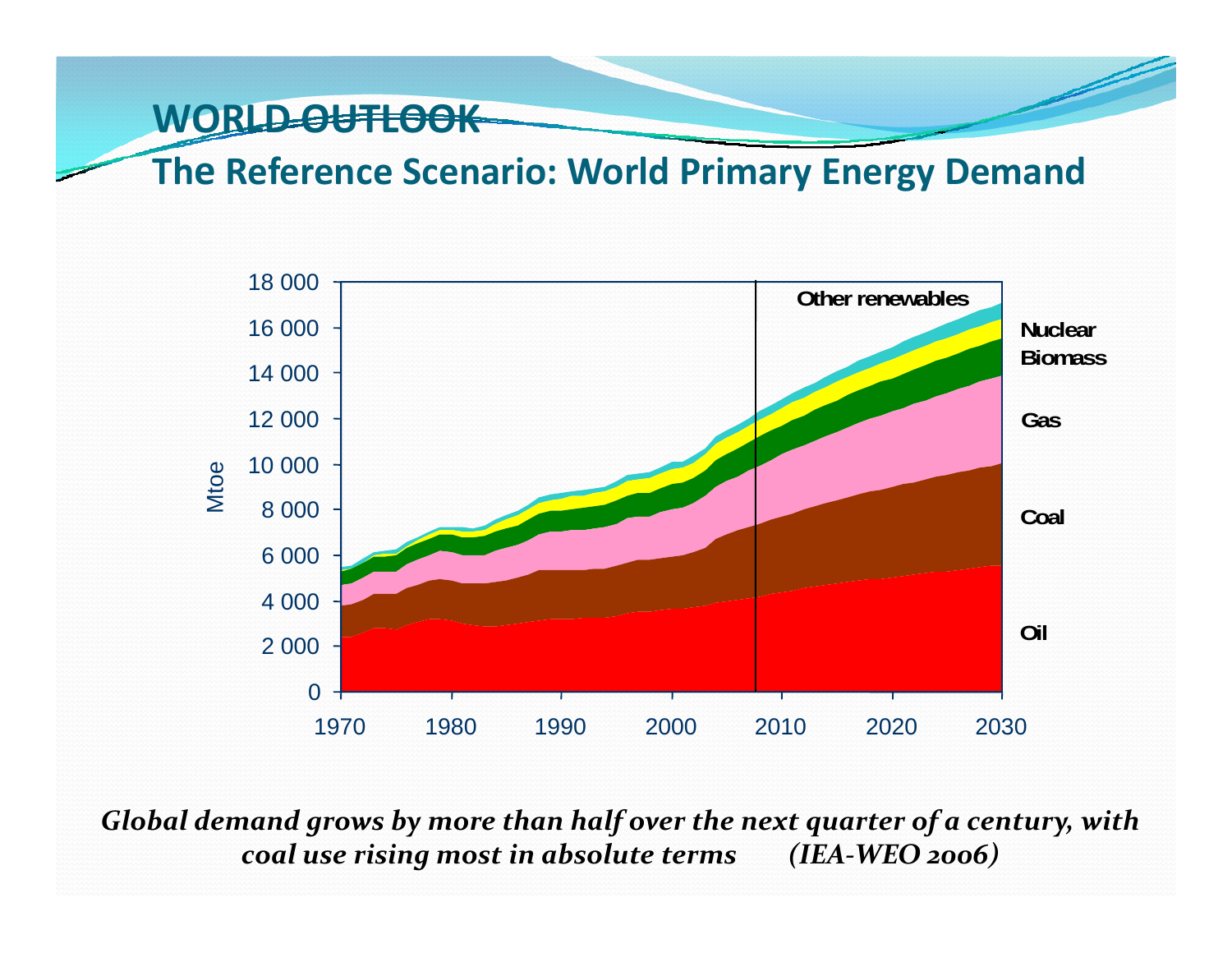# WORLD OUTLOOK

## The Reference Scenario: World Primary Energy Demand

Mtoe

18 000
16 000
14 000
12 000
10 000
8 000
6 000
4 000
2 000
0

1970 1980 1990 2000 2010 2020 2030

Other renewables
Nuclear
Biomass
Gas
Coal
Oil

*Global demand grows by more than half over the next quarter of a century, with coal use rising most in absolute terms (IEA-WEO 2006)*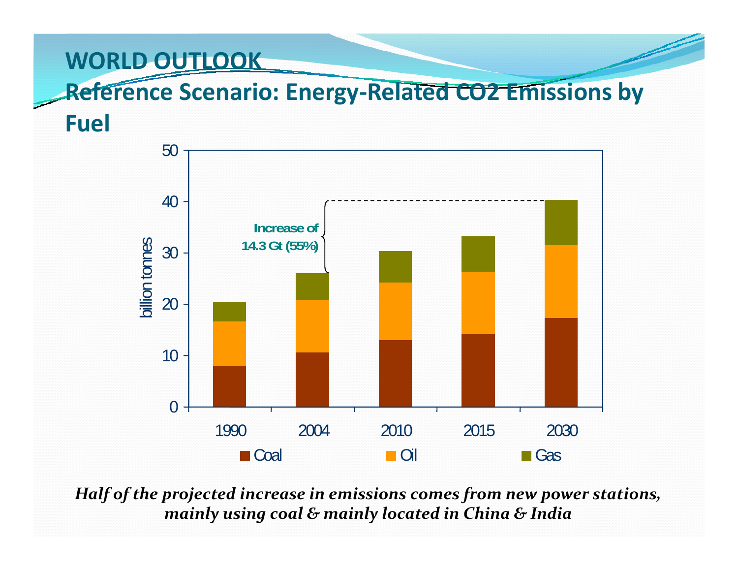# WORLD OUTLOOK

## Reference Scenario: Energy-Related CO2 Emissions by Fuel

50
40
30
20
10
0

billion tonnes

Increase of 14.3 Gt (55%)

1990 2004 2010 2015 2030

Coal Oil Gas

*Half of the projected increase in emissions comes from new power stations, mainly using coal & mainly located in China & India*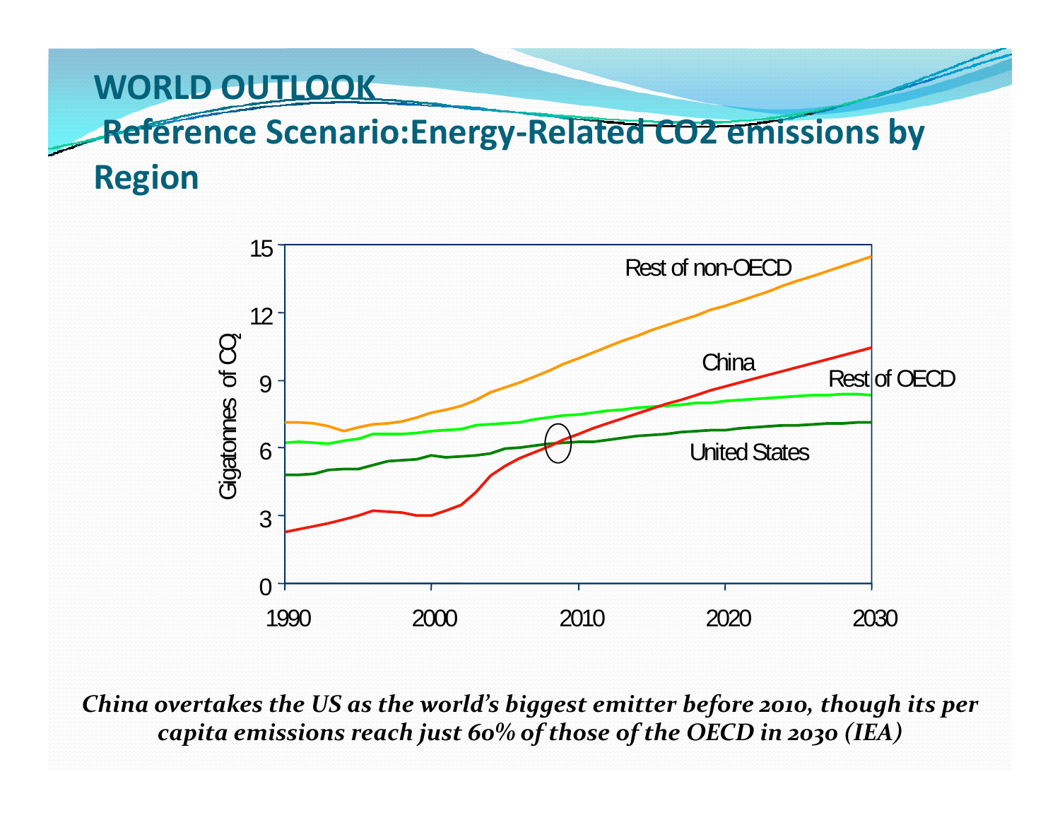# WORLD OUTLOOK

## Reference Scenario:Energy-Related CO2 emissions by Region

*China overtakes the US as the world's biggest emitter before 2010, though its per capita emissions reach just 60% of those of the OECD in 2030 (IEA)*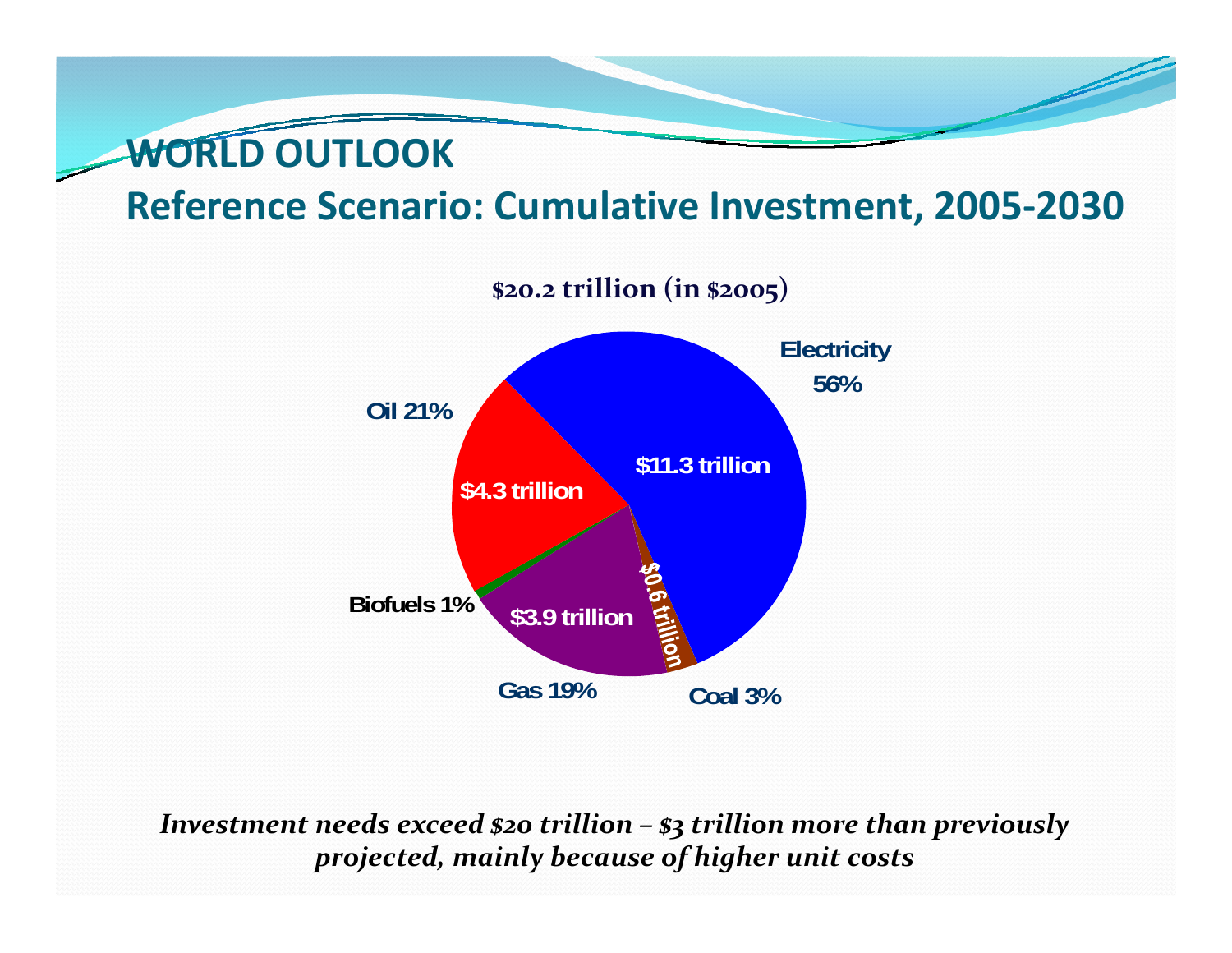# WORLD OUTLOOK

## Reference Scenario: Cumulative Investment, 2005-2030

**$20.2 trillion (in $2005)**

| Sector | Investment | Share |
|---|---|---|
| Electricity | $11.3 trillion | 56% |
| Oil | $4.3 trillion | 21% |
| Gas | $3.9 trillion | 19% |
| Coal | $0.6 trillion | 3% |
| Biofuels | | 1% |

*Investment needs exceed $20 trillion – $3 trillion more than previously projected, mainly because of higher unit costs*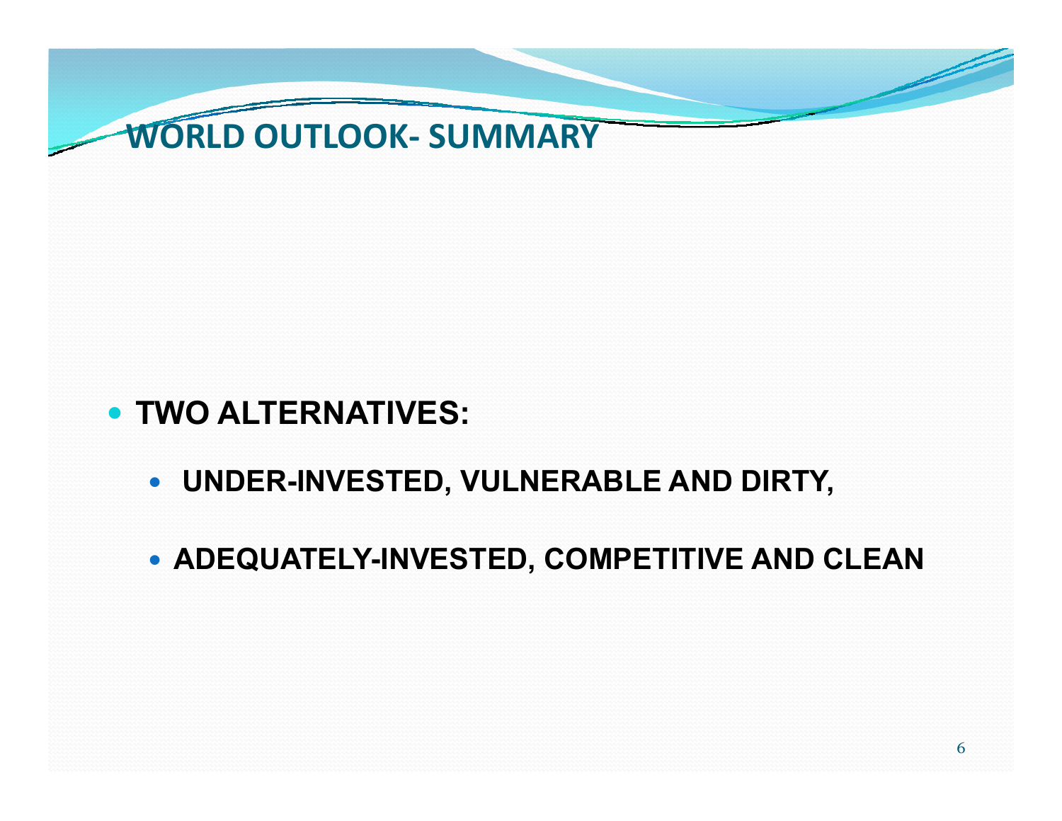# WORLD OUTLOOK- SUMMARY

- **TWO ALTERNATIVES:**
  - **UNDER-INVESTED, VULNERABLE AND DIRTY,**
  - **ADEQUATELY-INVESTED, COMPETITIVE AND CLEAN**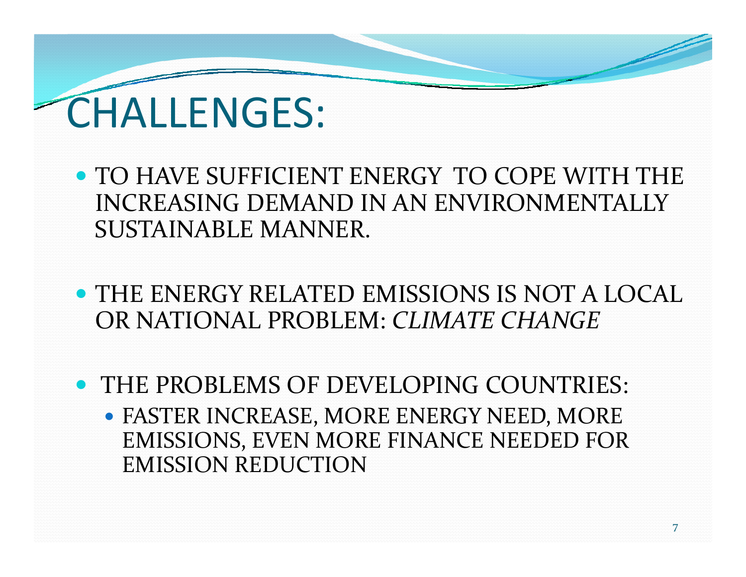# CHALLENGES:

- TO HAVE SUFFICIENT ENERGY TO COPE WITH THE INCREASING DEMAND IN AN ENVIRONMENTALLY SUSTAINABLE MANNER.

- THE ENERGY RELATED EMISSIONS IS NOT A LOCAL OR NATIONAL PROBLEM: *CLIMATE CHANGE*

- THE PROBLEMS OF DEVELOPING COUNTRIES:
  - FASTER INCREASE, MORE ENERGY NEED, MORE EMISSIONS, EVEN MORE FINANCE NEEDED FOR EMISSION REDUCTION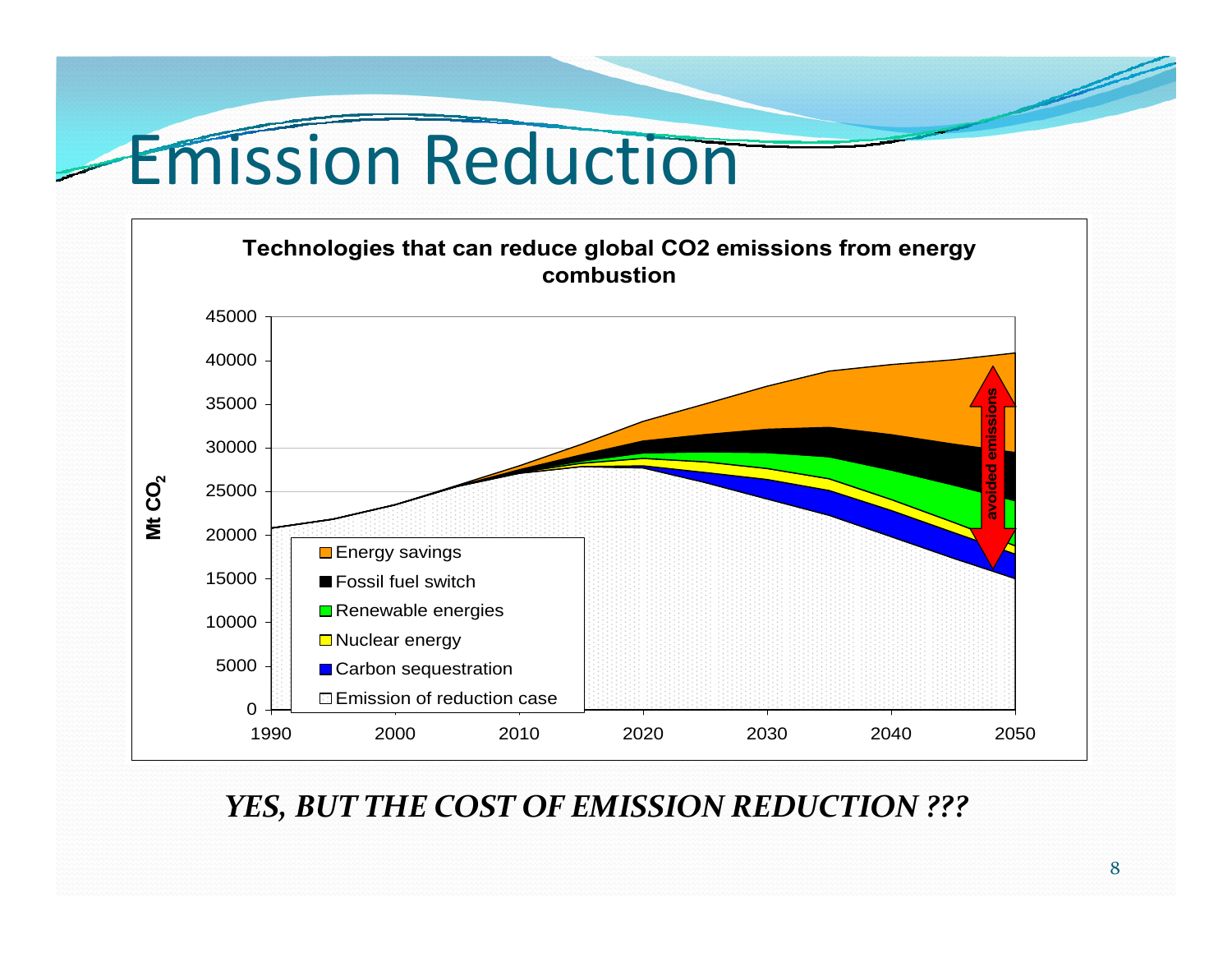# Emission Reduction

**Technologies that can reduce global CO2 emissions from energy combustion**

Mt $CO_2$

- Energy savings
- Fossil fuel switch
- Renewable energies
- Nuclear energy
- Carbon sequestration
- Emission of reduction case

avoided emissions

***YES, BUT THE COST OF EMISSION REDUCTION ???***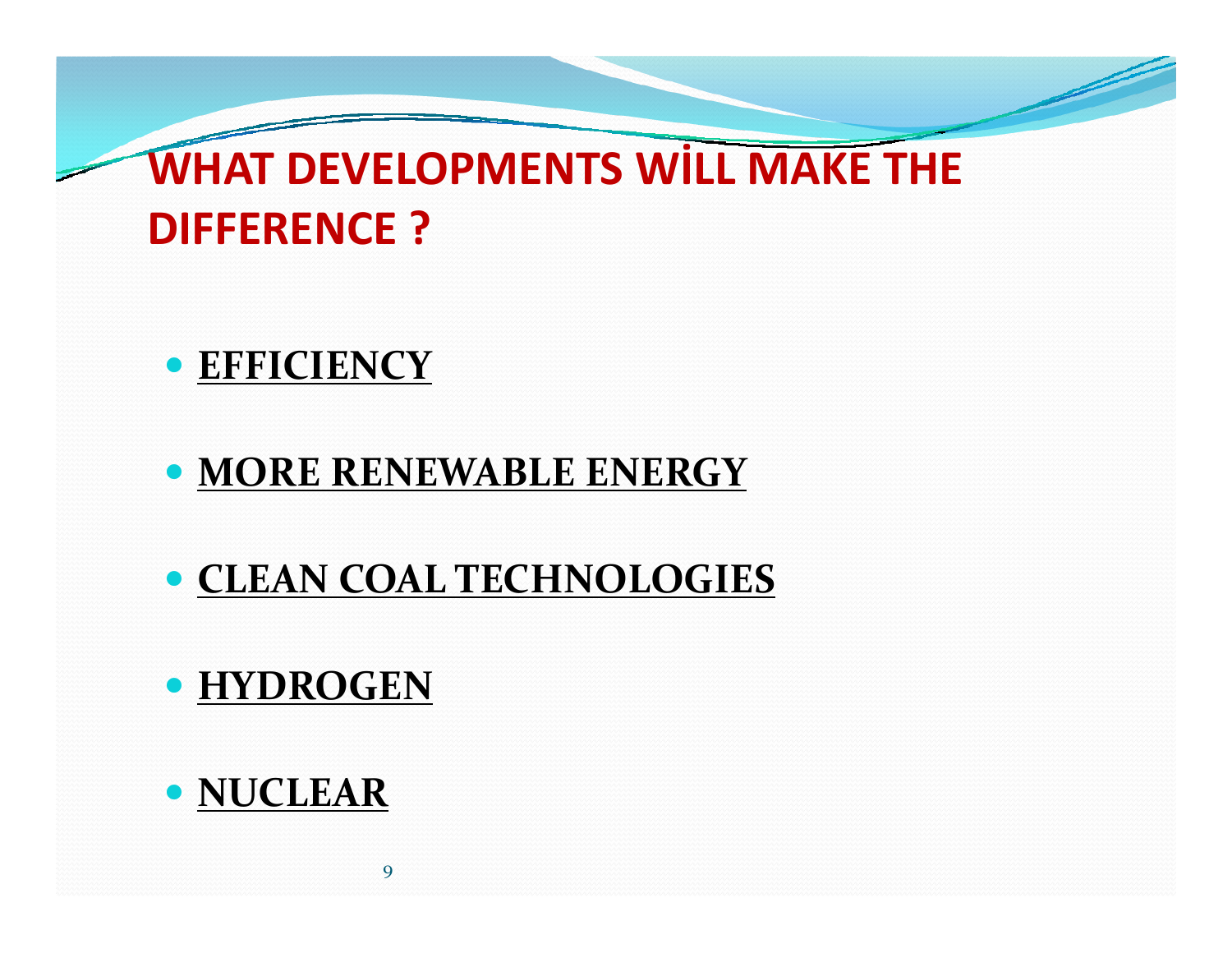# WHAT DEVELOPMENTS WİLL MAKE THE DIFFERENCE ?

- **EFFICIENCY**
- **MORE RENEWABLE ENERGY**
- **CLEAN COAL TECHNOLOGIES**
- **HYDROGEN**
- **NUCLEAR**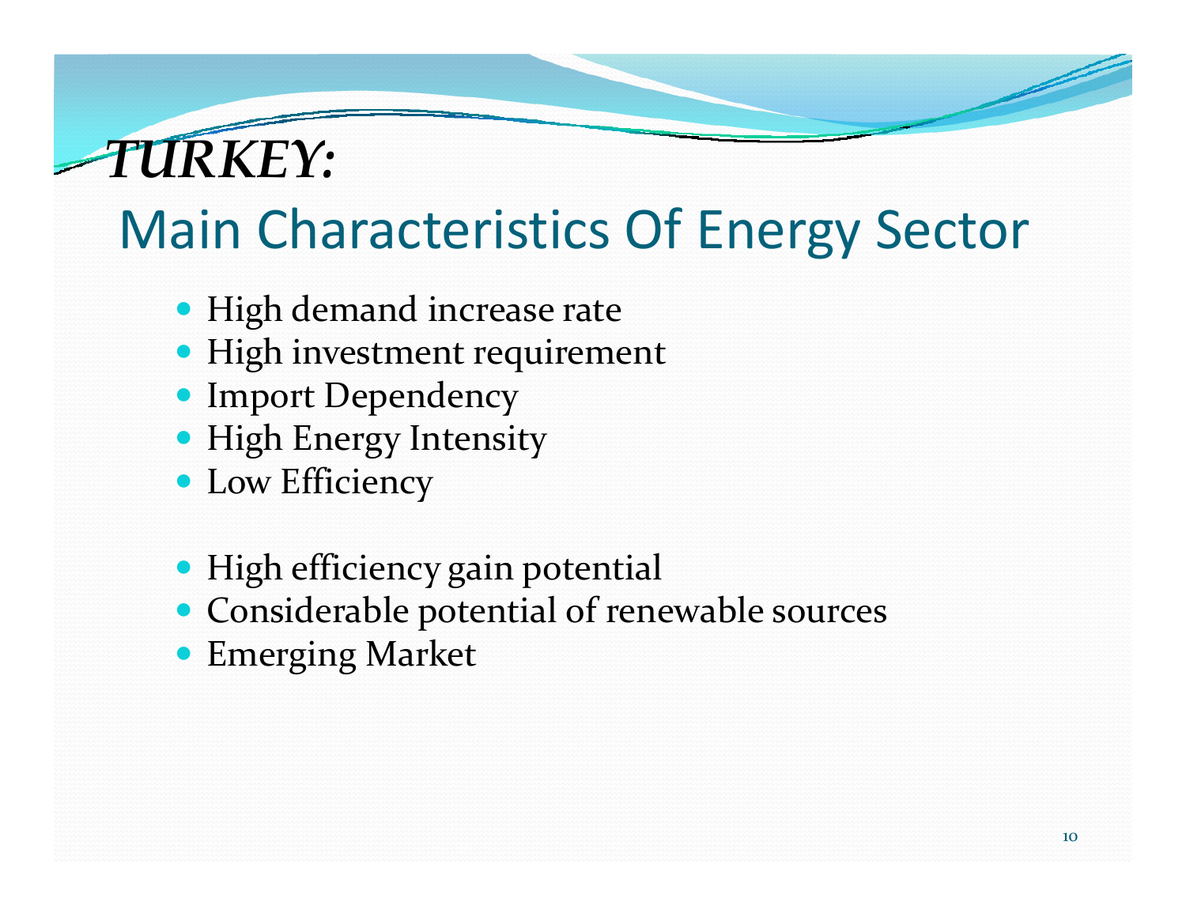# *TURKEY:*

## Main Characteristics Of Energy Sector

- High demand increase rate
- High investment requirement
- Import Dependency
- High Energy Intensity
- Low Efficiency

- High efficiency gain potential
- Considerable potential of renewable sources
- Emerging Market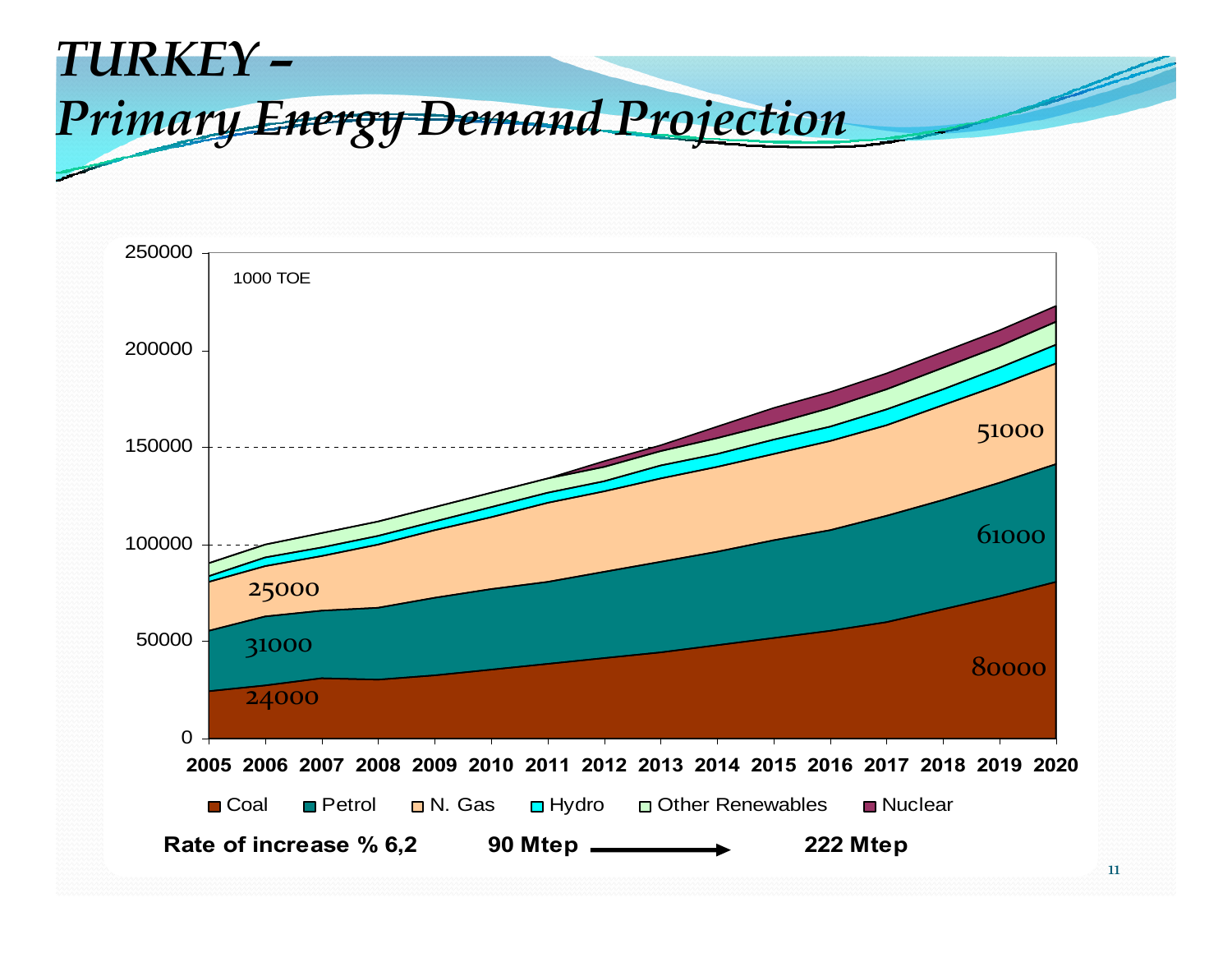# *TURKEY – Primary Energy Demand Projection*

1000 TOE

| Source | 2005 | 2020 |
|---|---|---|
| Coal | 24000 | 80000 |
| Petrol | 31000 | 61000 |
| N. Gas | 25000 | 51000 |

Legend: Coal, Petrol, N. Gas, Hydro, Other Renewables, Nuclear

**Rate of increase % 6,2** **90 Mtep** → **222 Mtep**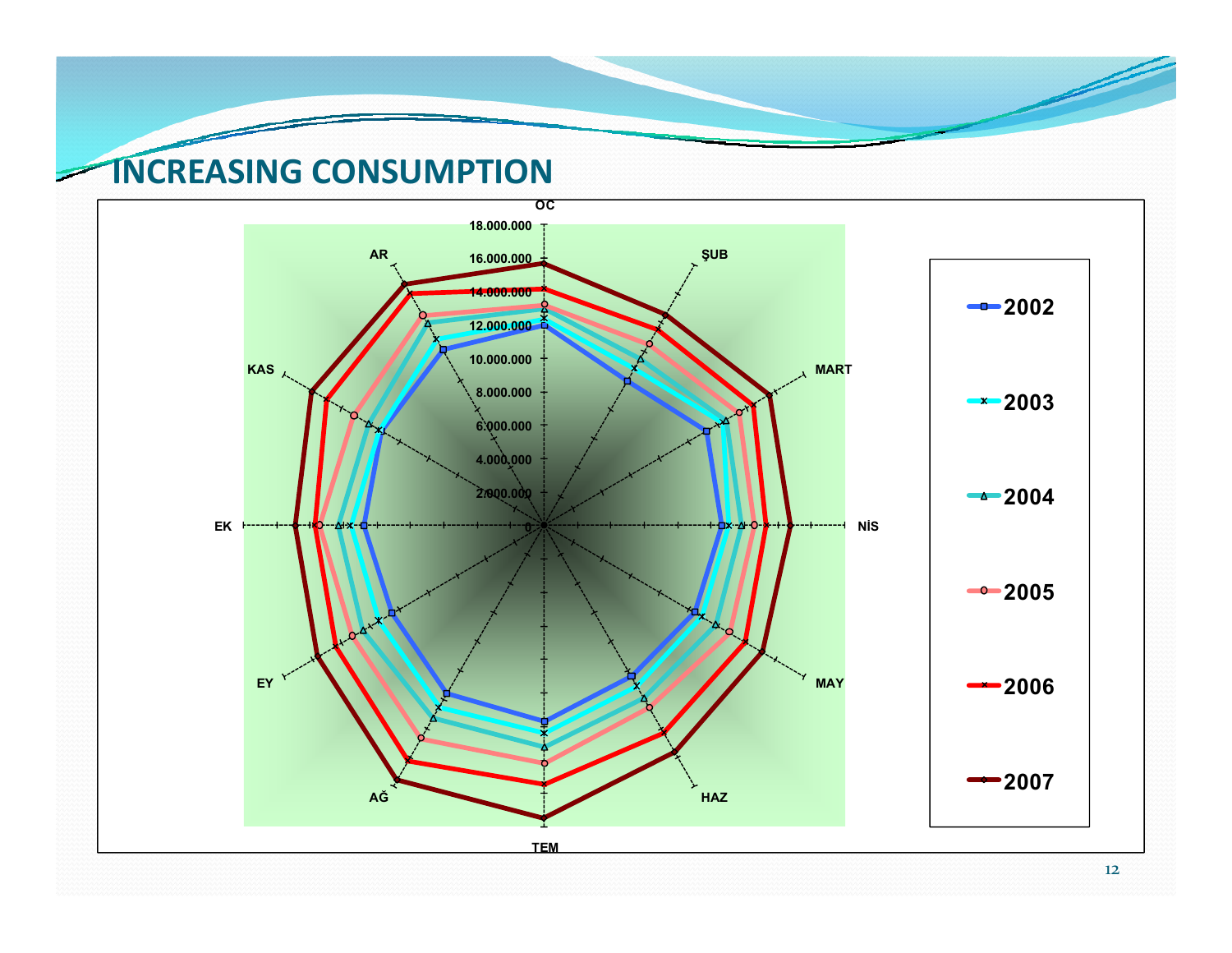# INCREASING CONSUMPTION

OC

ŞUB

MART

NİS

MAY

HAZ

TEM

AĞ

EY

EK

KAS

AR

18.000.000
16.000.000
14.000.000
12.000.000
10.000.000
8.000.000
6.000.000
4.000.000
2.000.000
0

2002
2003
2004
2005
2006
2007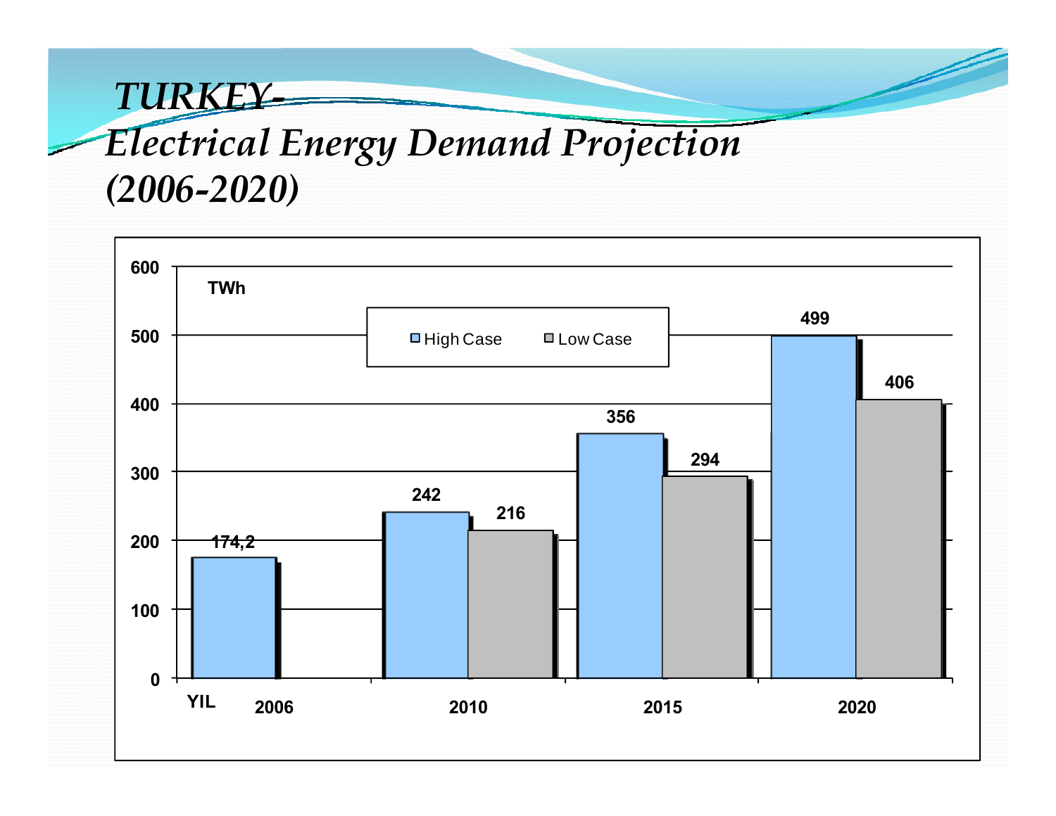# *TURKEY- Electrical Energy Demand Projection (2006-2020)*

TWh

| YIL | High Case | Low Case |
|---|---|---|
| 2006 | 174,2 | |
| 2010 | 242 | 216 |
| 2015 | 356 | 294 |
| 2020 | 499 | 406 |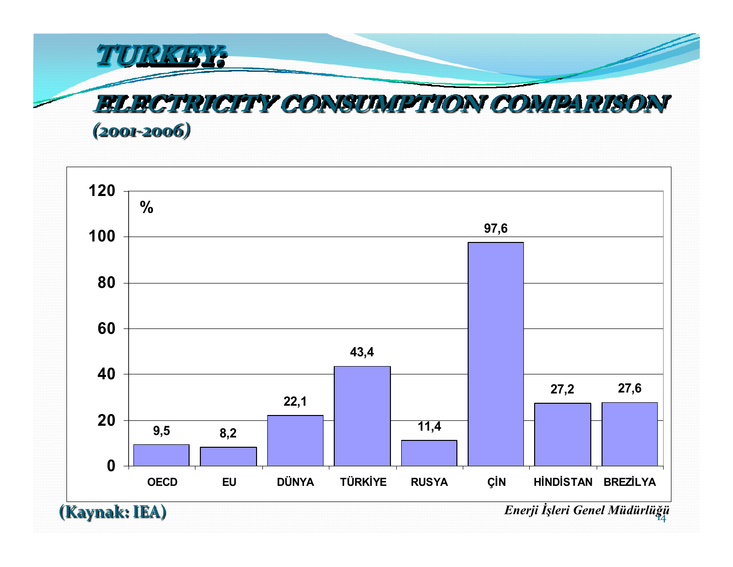# TURKEY:

## ELECTRICITY CONSUMPTION COMPARISON

*(2001-2006)*

%

| | OECD | EU | DÜNYA | TÜRKİYE | RUSYA | ÇİN | HİNDİSTAN | BREZİLYA |
|---|---|---|---|---|---|---|---|---|
| % | 9,5 | 8,2 | 22,1 | 43,4 | 11,4 | 97,6 | 27,2 | 27,6 |

**(Kaynak: IEA)**

*Enerji İşleri Genel Müdürlüğü*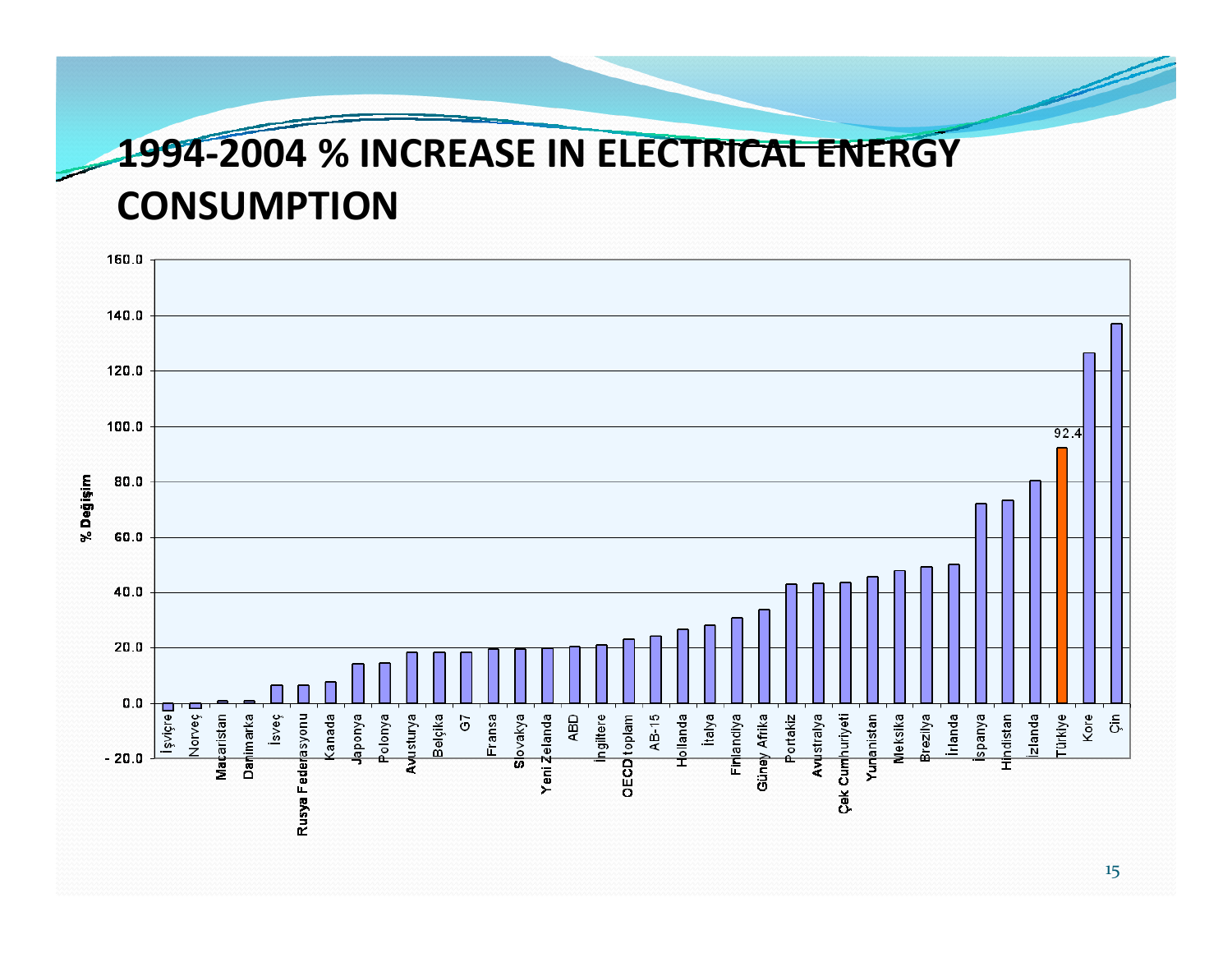# 1994-2004 % INCREASE IN ELECTRICAL ENERGY CONSUMPTION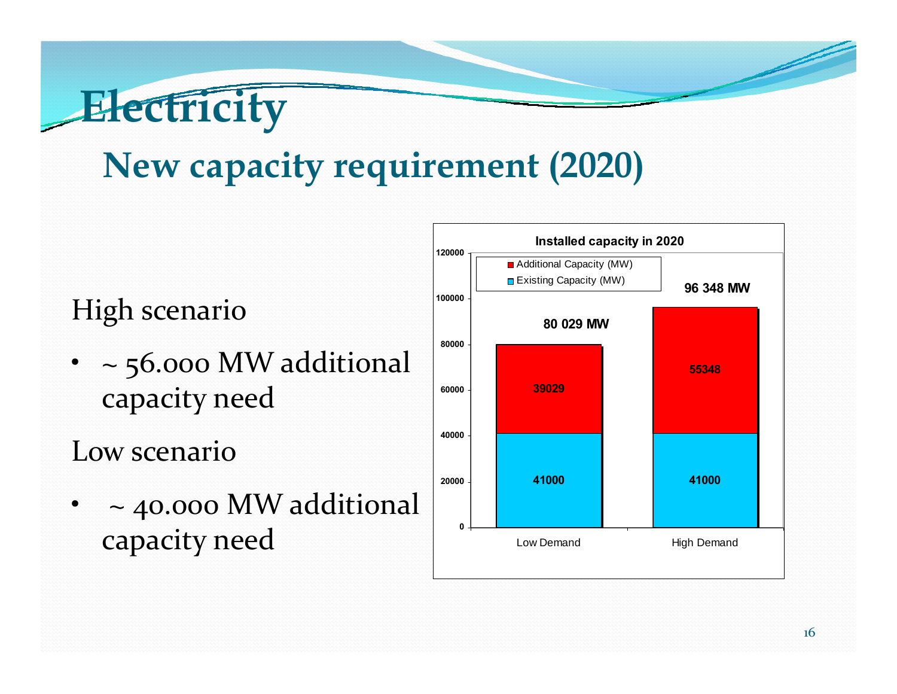# Electricity

## New capacity requirement (2020)

High scenario

- ~ 56.000 MW additional capacity need

Low scenario

- ~ 40.000 MW additional capacity need

**Installed capacity in 2020**

| | Low Demand | High Demand |
|---|---|---|
| Additional Capacity (MW) | 39029 | 55348 |
| Existing Capacity (MW) | 41000 | 41000 |
| Total | 80 029 MW | 96 348 MW |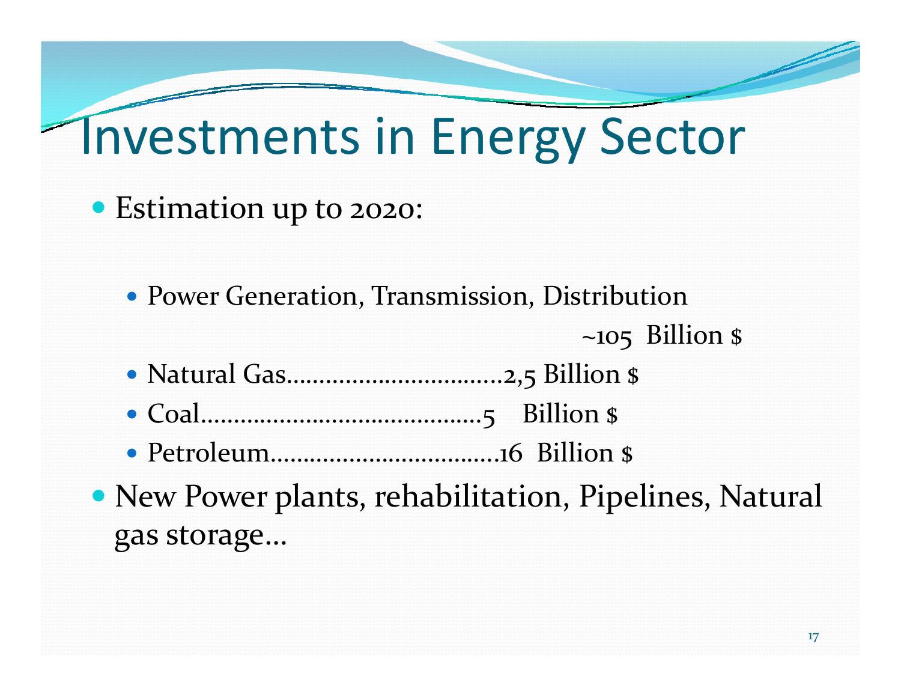# Investments in Energy Sector

- Estimation up to 2020:
  - Power Generation, Transmission, Distribution ~105 Billion $
  - Natural Gas................................2,5 Billion $
  - Coal.........................................5 Billion $
  - Petroleum.................................16 Billion $
- New Power plants, rehabilitation, Pipelines, Natural gas storage…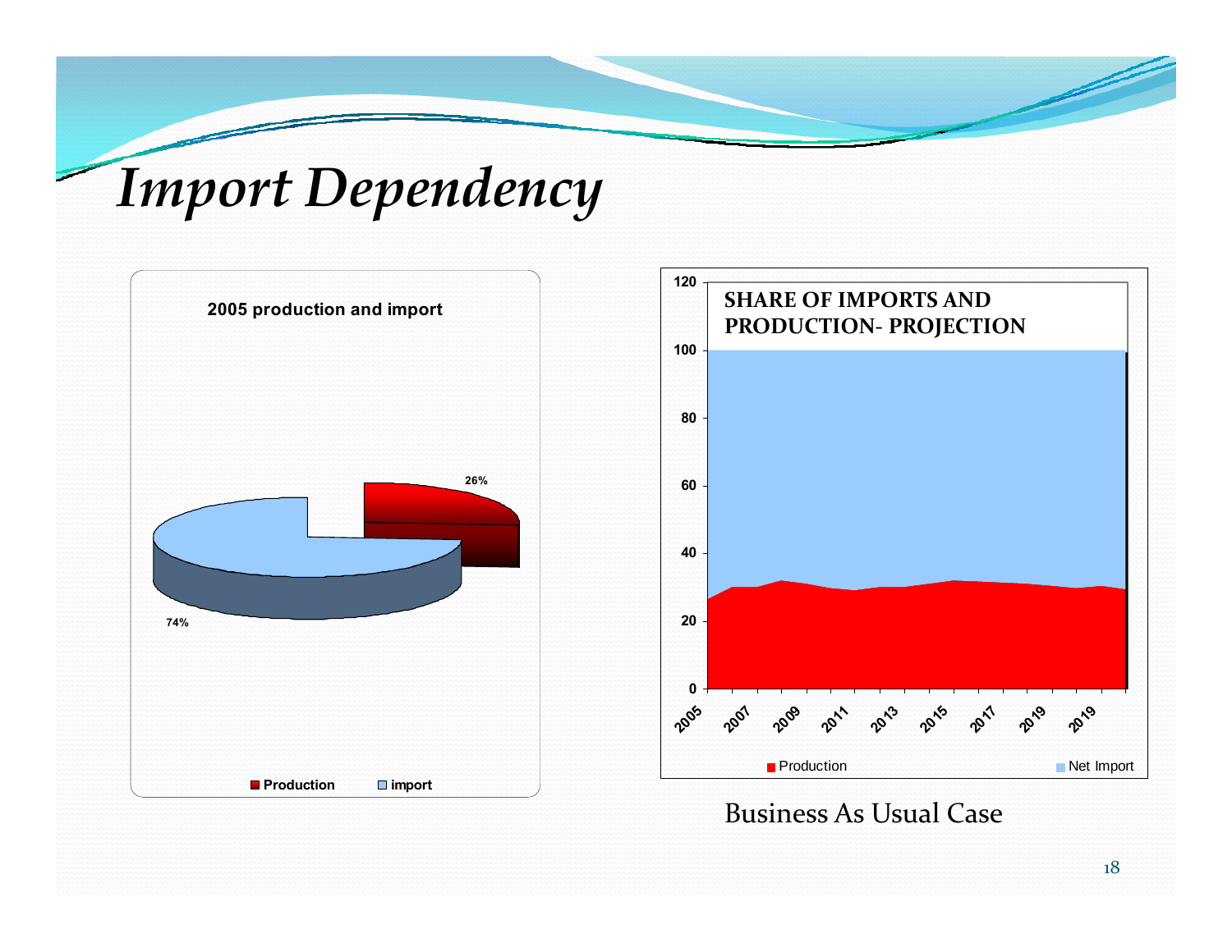# *Import Dependency*

**2005 production and import**

- Production: 26%
- import: 74%

**SHARE OF IMPORTS AND PRODUCTION- PROJECTION**

Legend: Production, Net Import

Business As Usual Case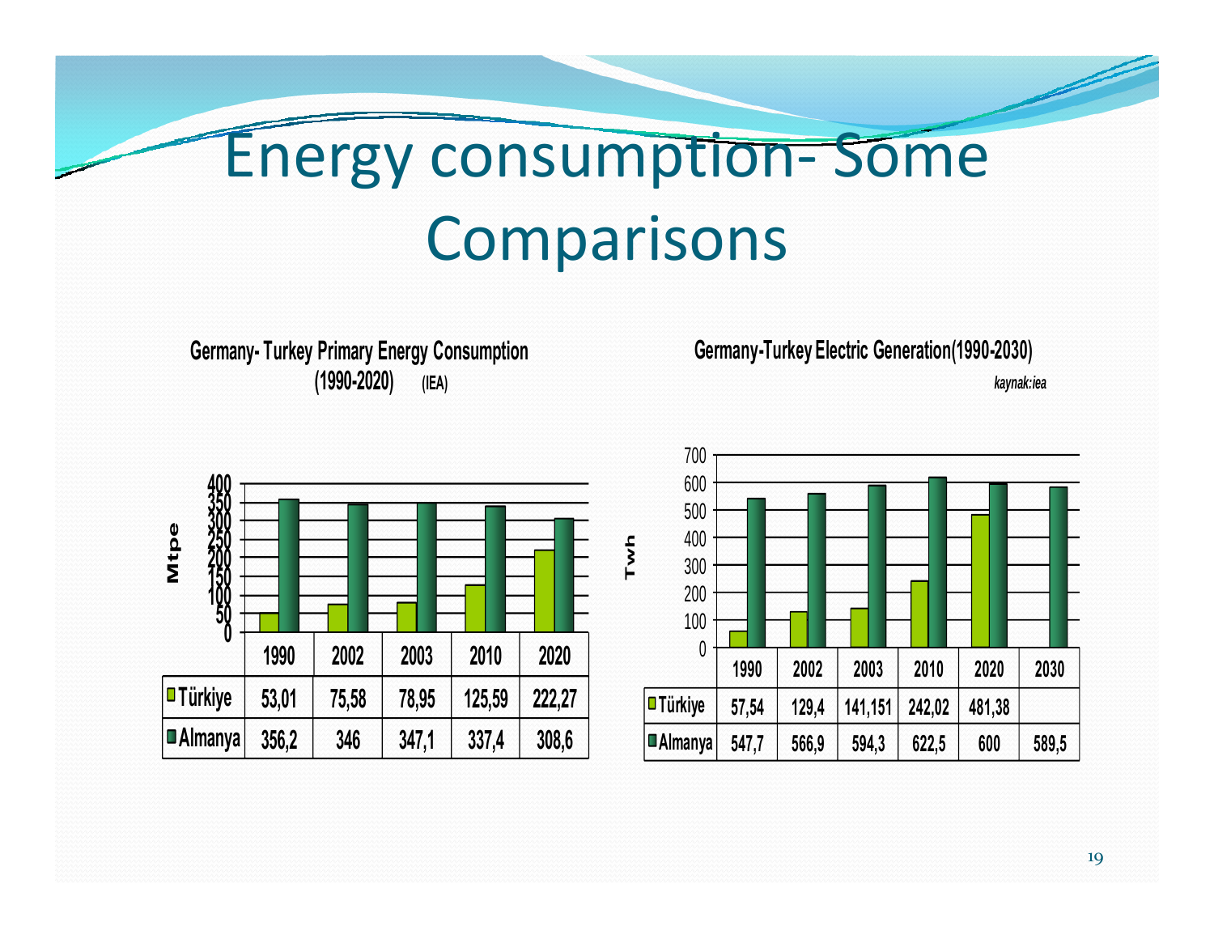# Energy consumption- Some Comparisons

**Germany- Turkey Primary Energy Consumption (1990-2020) (IEA)**

Mtpe

| | 1990 | 2002 | 2003 | 2010 | 2020 |
|---|---|---|---|---|---|
| Türkiye | 53,01 | 75,58 | 78,95 | 125,59 | 222,27 |
| Almanya | 356,2 | 346 | 347,1 | 337,4 | 308,6 |

**Germany-Turkey Electric Generation(1990-2030)**

*kaynak:iea*

Twh

| | 1990 | 2002 | 2003 | 2010 | 2020 | 2030 |
|---|---|---|---|---|---|---|
| Türkiye | 57,54 | 129,4 | 141,151 | 242,02 | 481,38 | |
| Almanya | 547,7 | 566,9 | 594,3 | 622,5 | 600 | 589,5 |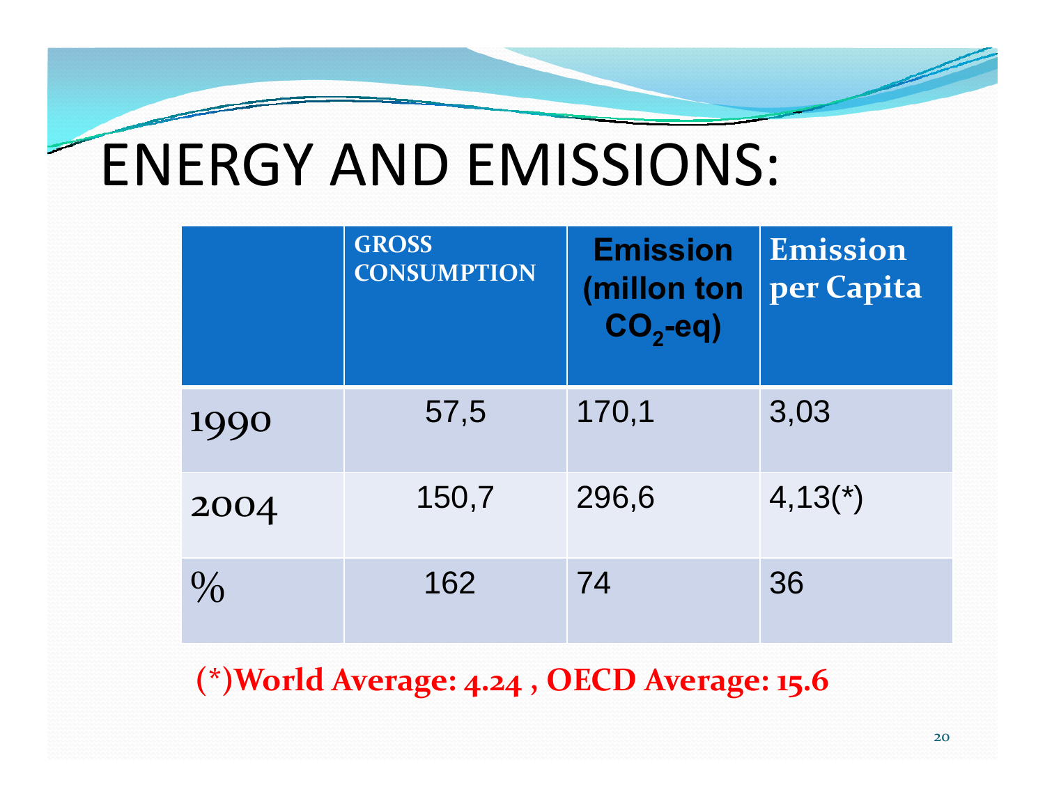# ENERGY AND EMISSIONS:

| | GROSS CONSUMPTION | Emission (millon ton $CO_2$-eq) | Emission per Capita |
|---|---|---|---|
| 1990 | 57,5 | 170,1 | 3,03 |
| 2004 | 150,7 | 296,6 | 4,13(*) |
| % | 162 | 74 | 36 |

**(*)World Average: 4.24 , OECD Average: 15.6**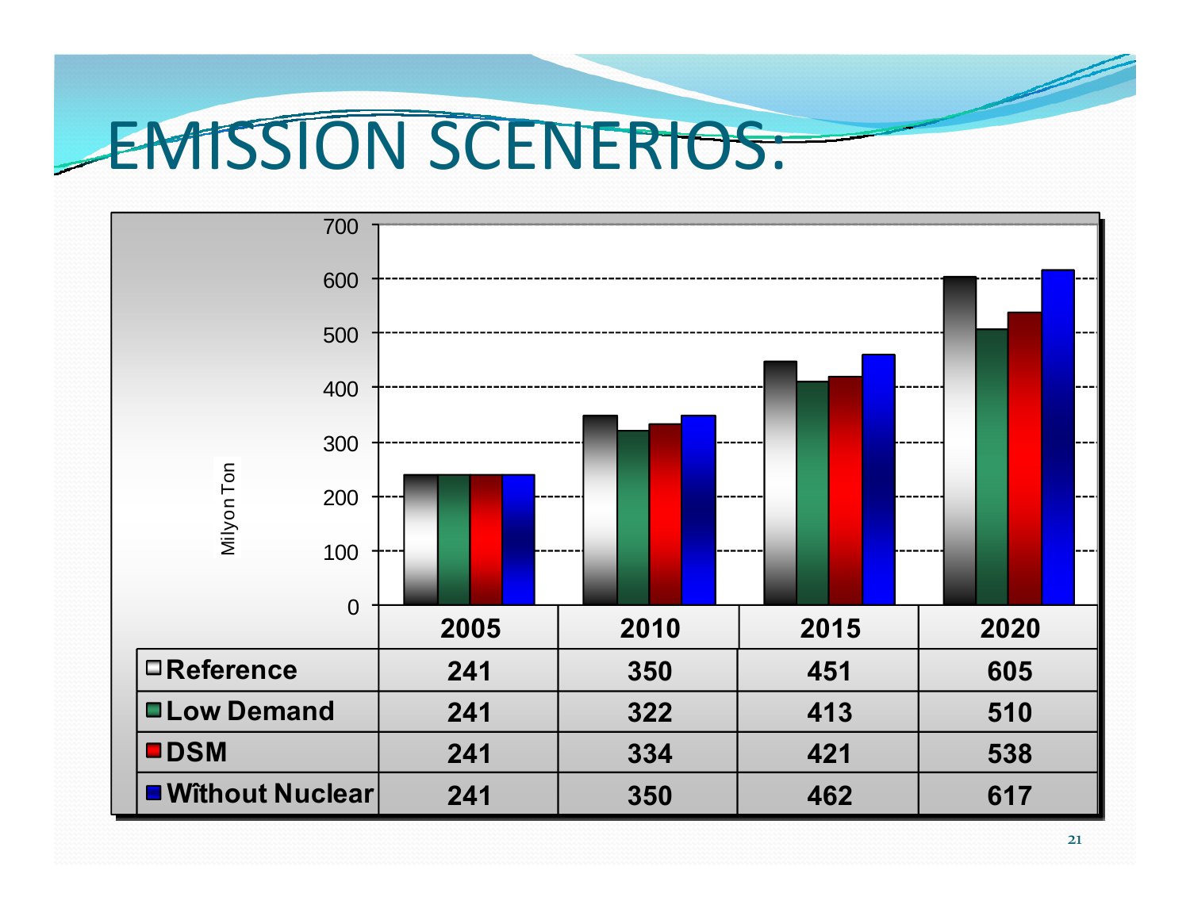# EMISSION SCENERIOS:

Milyon Ton

| | 2005 | 2010 | 2015 | 2020 |
|---|---|---|---|---|
| **Reference** | **241** | **350** | **451** | **605** |
| **Low Demand** | **241** | **322** | **413** | **510** |
| **DSM** | **241** | **334** | **421** | **538** |
| **Wîthout Nuclear** | **241** | **350** | **462** | **617** |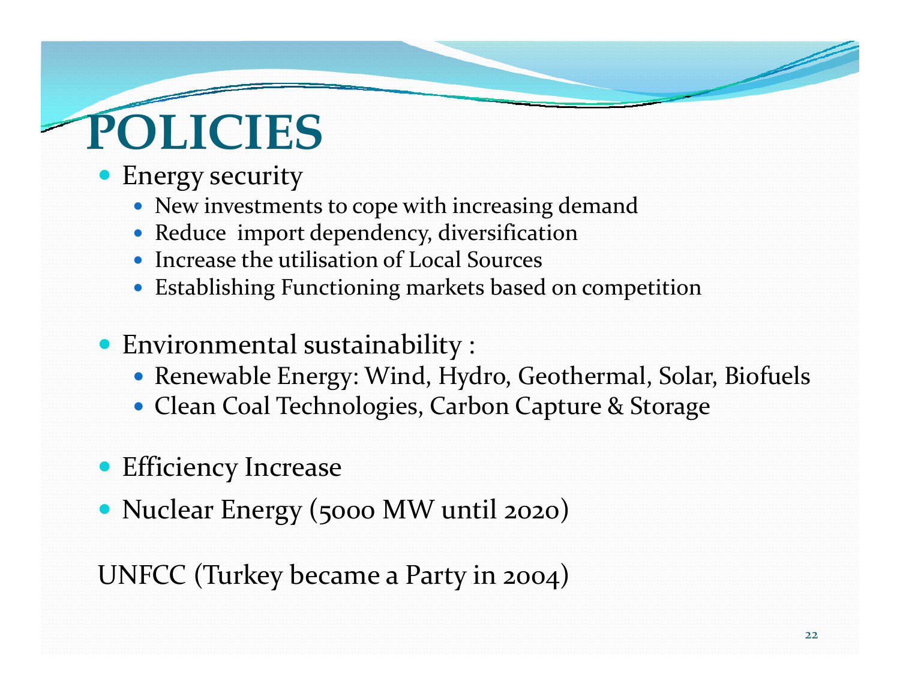# POLICIES

- Energy security
  - New investments to cope with increasing demand
  - Reduce import dependency, diversification
  - Increase the utilisation of Local Sources
  - Establishing Functioning markets based on competition

- Environmental sustainability :
  - Renewable Energy: Wind, Hydro, Geothermal, Solar, Biofuels
  - Clean Coal Technologies, Carbon Capture & Storage

- Efficiency Increase
- Nuclear Energy (5000 MW until 2020)

UNFCC (Turkey became a Party in 2004)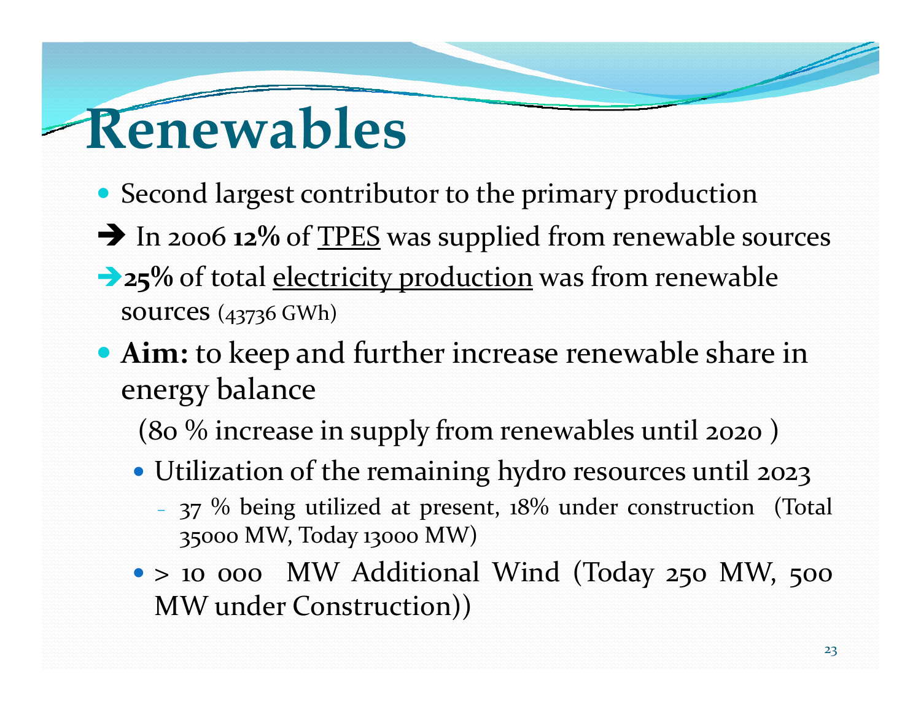# Renewables

- Second largest contributor to the primary production

➔ In 2006 **12%** of <u>TPES</u> was supplied from renewable sources

➔ **25%** of total <u>electricity production</u> was from renewable sources (43736 GWh)

- **Aim:** to keep and further increase renewable share in energy balance

  (80 % increase in supply from renewables until 2020 )

  - Utilization of the remaining hydro resources until 2023
    - 37 % being utilized at present, 18% under construction (Total 35000 MW, Today 13000 MW)
  - > 10 000 MW Additional Wind (Today 250 MW, 500 MW under Construction))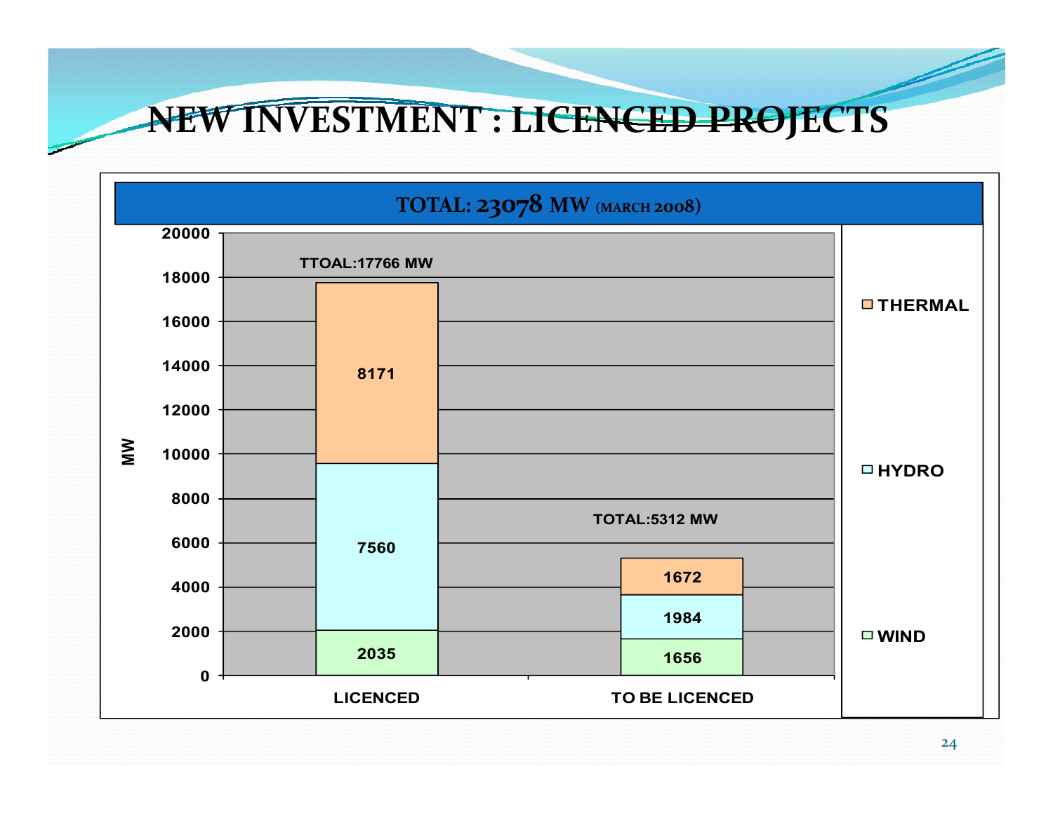# NEW INVESTMENT : LICENCED PROJECTS

**TOTAL: 23078 MW (MARCH 2008)**

| MW | LICENCED | TO BE LICENCED |
|---|---|---|
| THERMAL | 8171 | 1672 |
| HYDRO | 7560 | 1984 |
| WIND | 2035 | 1656 |
| Total | TTOAL:17766 MW | TOTAL:5312 MW |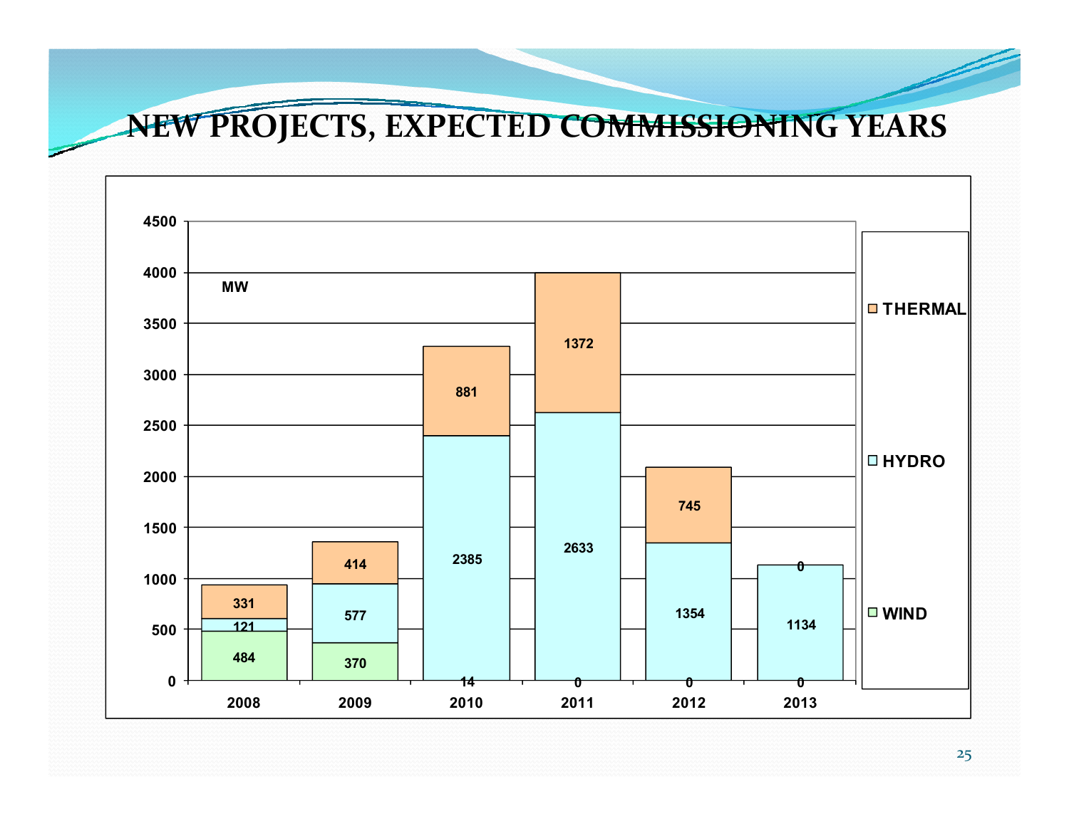# NEW PROJECTS, EXPECTED COMMISSIONING YEARS

MW

| | 2008 | 2009 | 2010 | 2011 | 2012 | 2013 |
|---|---|---|---|---|---|---|
| THERMAL | 331 | 414 | 881 | 1372 | 745 | 0 |
| HYDRO | 121 | 577 | 2385 | 2633 | 1354 | 1134 |
| WIND | 484 | 370 | 14 | 0 | 0 | 0 |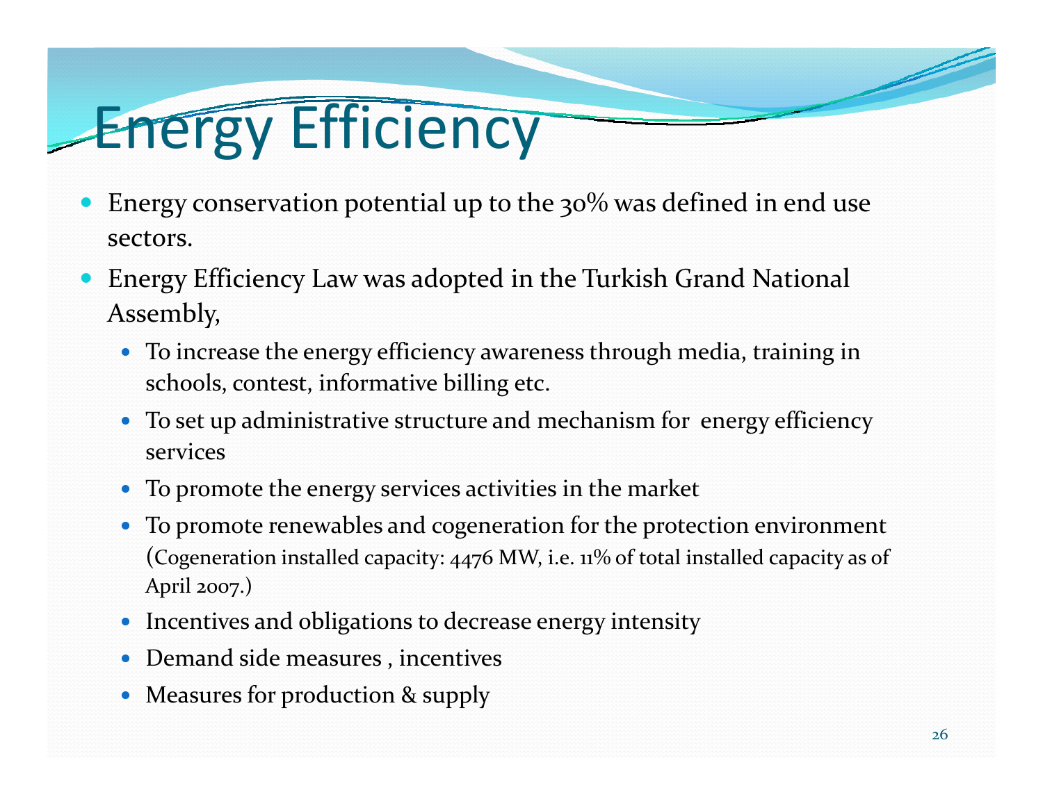# Energy Efficiency

- Energy conservation potential up to the 30% was defined in end use sectors.
- Energy Efficiency Law was adopted in the Turkish Grand National Assembly,
  - To increase the energy efficiency awareness through media, training in schools, contest, informative billing etc.
  - To set up administrative structure and mechanism for energy efficiency services
  - To promote the energy services activities in the market
  - To promote renewables and cogeneration for the protection environment (Cogeneration installed capacity: 4476 MW, i.e. 11% of total installed capacity as of April 2007.)
  - Incentives and obligations to decrease energy intensity
  - Demand side measures , incentives
  - Measures for production & supply